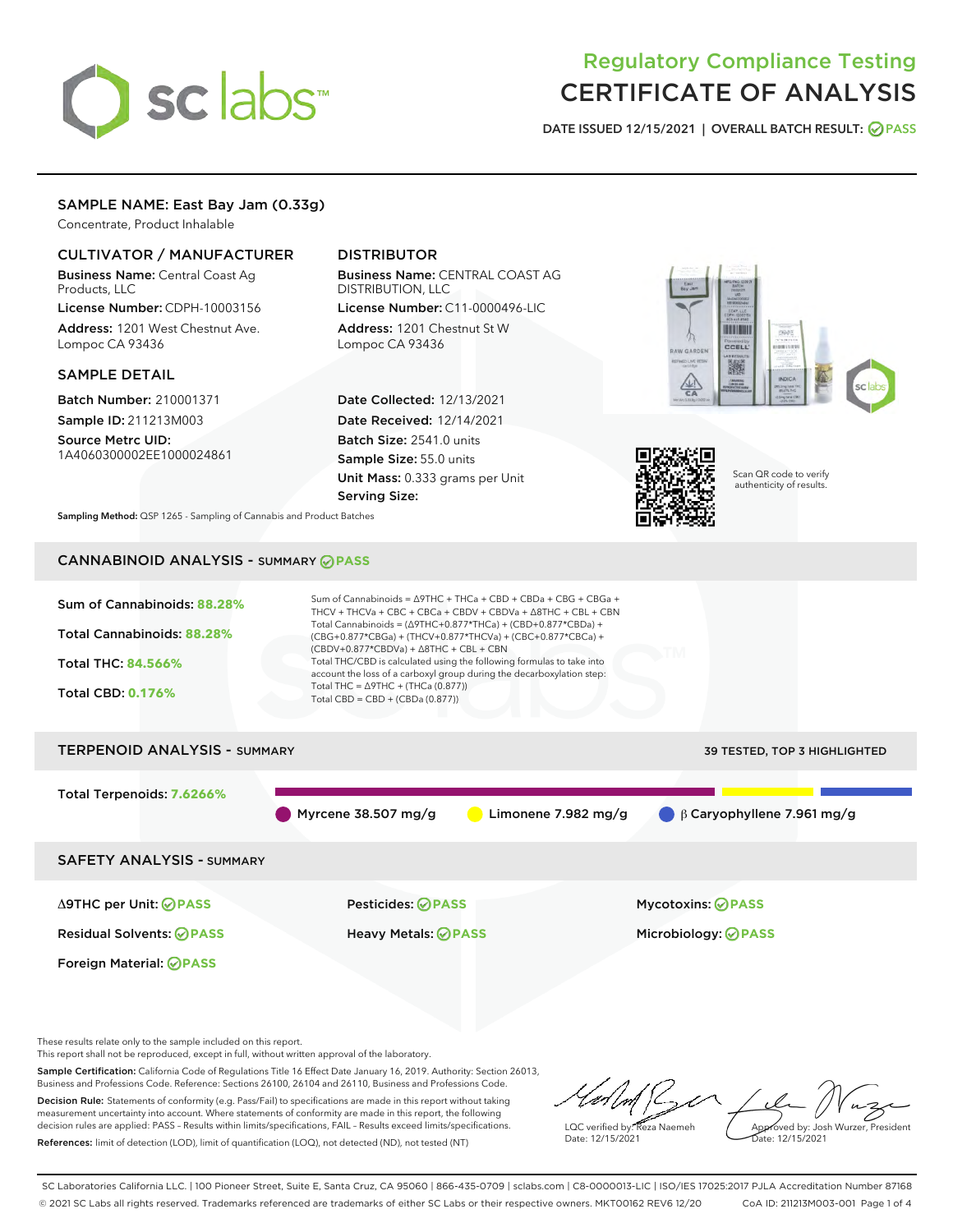# Regulatory Compliance Testing
# CERTIFICATE OF ANALYSIS

DATE ISSUED 12/15/2021 | OVERALL BATCH RESULT: PASS

## SAMPLE NAME: East Bay Jam (0.33g)

Concentrate, Product Inhalable

### CULTIVATOR / MANUFACTURER

**Business Name:** Central Coast Ag Products, LLC

**License Number:** CDPH-10003156

**Address:** 1201 West Chestnut Ave. Lompoc CA 93436

### DISTRIBUTOR

**Business Name:** CENTRAL COAST AG DISTRIBUTION, LLC

**License Number:** C11-0000496-LIC

**Address:** 1201 Chestnut St W Lompoc CA 93436

### SAMPLE DETAIL

**Batch Number:** 210001371

**Sample ID:** 211213M003

**Source Metrc UID:** 1A4060300002EE1000024861

**Date Collected:** 12/13/2021

**Date Received:** 12/14/2021

**Batch Size:** 2541.0 units

**Sample Size:** 55.0 units

**Unit Mass:** 0.333 grams per Unit

**Serving Size:**

Scan QR code to verify authenticity of results.

**Sampling Method:** QSP 1265 - Sampling of Cannabis and Product Batches

## CANNABINOID ANALYSIS - SUMMARY PASS

**Sum of Cannabinoids:** 88.28%

**Total Cannabinoids:** 88.28%

**Total THC:** 84.566%

**Total CBD:** 0.176%

Sum of Cannabinoids = Δ9THC + THCa + CBD + CBDa + CBG + CBGa + THCV + THCVa + CBC + CBCa + CBDV + CBDVa + Δ8THC + CBL + CBN

Total Cannabinoids = (Δ9THC+0.877*THCa) + (CBD+0.877*CBDa) + (CBG+0.877*CBGa) + (THCV+0.877*THCVa) + (CBC+0.877*CBCa) + (CBDV+0.877*CBDVa) + Δ8THC + CBL + CBN

Total THC/CBD is calculated using the following formulas to take into account the loss of a carboxyl group during the decarboxylation step:

Total THC = Δ9THC + (THCa (0.877))

Total CBD = CBD + (CBDa (0.877))

## TERPENOID ANALYSIS - SUMMARY

39 TESTED, TOP 3 HIGHLIGHTED

**Total Terpenoids:** 7.6266%

Myrcene 38.507 mg/g | Limonene 7.982 mg/g | β Caryophyllene 7.961 mg/g

## SAFETY ANALYSIS - SUMMARY

| | | |
|---|---|---|
| Δ9THC per Unit: PASS | Pesticides: PASS | Mycotoxins: PASS |
| Residual Solvents: PASS | Heavy Metals: PASS | Microbiology: PASS |
| Foreign Material: PASS | | |

These results relate only to the sample included on this report.
This report shall not be reproduced, except in full, without written approval of the laboratory.

**Sample Certification:** California Code of Regulations Title 16 Effect Date January 16, 2019. Authority: Section 26013, Business and Professions Code. Reference: Sections 26100, 26104 and 26110, Business and Professions Code.

**Decision Rule:** Statements of conformity (e.g. Pass/Fail) to specifications are made in this report without taking measurement uncertainty into account. Where statements of conformity are made in this report, the following decision rules are applied: PASS – Results within limits/specifications, FAIL – Results exceed limits/specifications.

**References:** limit of detection (LOD), limit of quantification (LOQ), not detected (ND), not tested (NT)

LQC verified by: Reza Naemeh
Date: 12/15/2021

Approved by: Josh Wurzer, President
Date: 12/15/2021

SC Laboratories California LLC. | 100 Pioneer Street, Suite E, Santa Cruz, CA 95060 | 866-435-0709 | sclabs.com | C8-0000013-LIC | ISO/IES 17025:2017 PJLA Accreditation Number 87168
© 2021 SC Labs all rights reserved. Trademarks referenced are trademarks of either SC Labs or their respective owners. MKT00162 REV6 12/20 CoA ID: 211213M003-001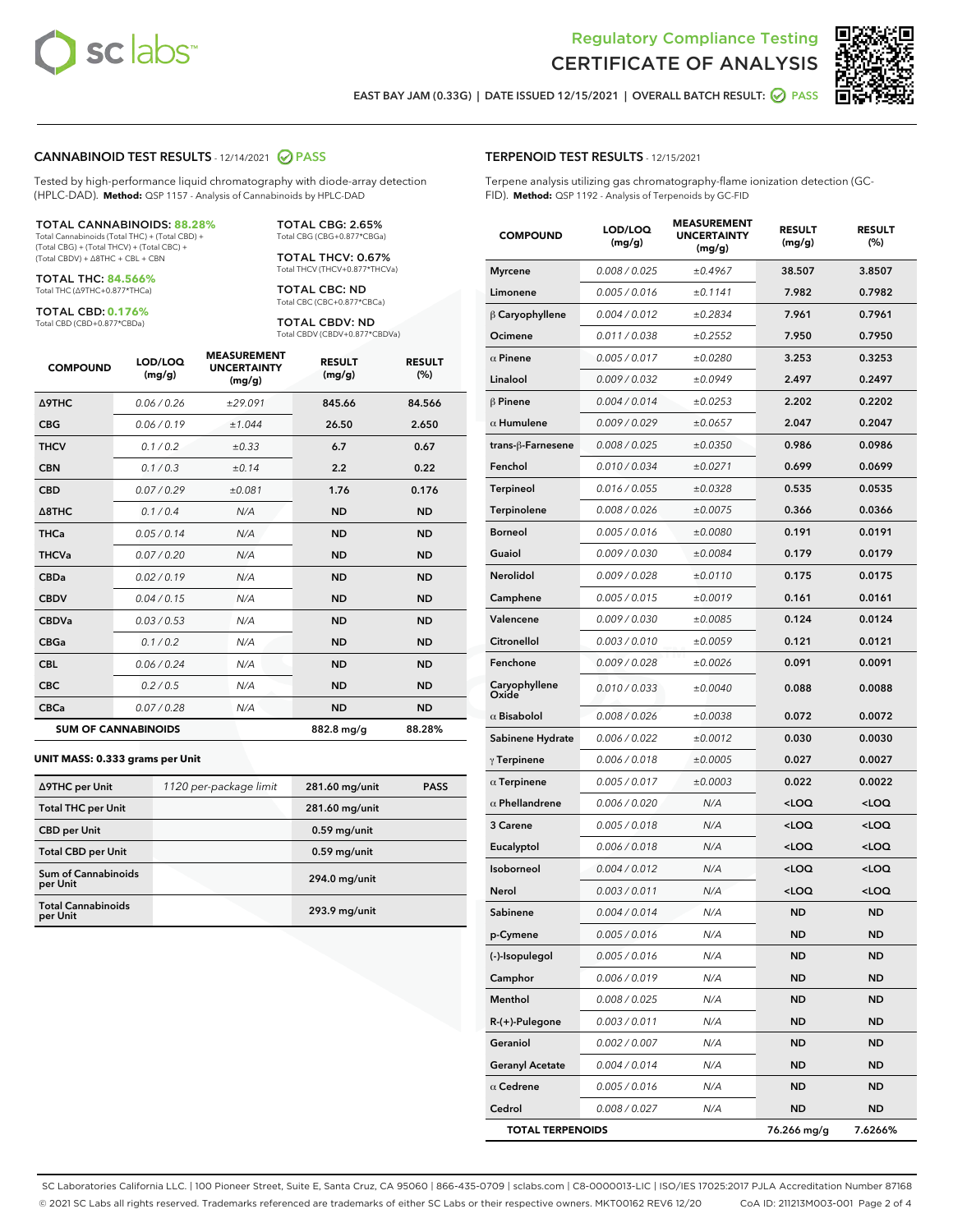# Regulatory Compliance Testing
# CERTIFICATE OF ANALYSIS

EAST BAY JAM (0.33G) | DATE ISSUED 12/15/2021 | OVERALL BATCH RESULT: PASS

## CANNABINOID TEST RESULTS - 12/14/2021 PASS

Tested by high-performance liquid chromatography with diode-array detection (HPLC-DAD). **Method:** QSP 1157 - Analysis of Cannabinoids by HPLC-DAD

**TOTAL CANNABINOIDS: 88.28%**
Total Cannabinoids (Total THC) + (Total CBD) + (Total CBG) + (Total THCV) + (Total CBC) + (Total CBDV) + Δ8THC + CBL + CBN

**TOTAL THC: 84.566%**
Total THC (Δ9THC+0.877*THCa)

**TOTAL CBD: 0.176%**
Total CBD (CBD+0.877*CBDa)

**TOTAL CBG: 2.65%**
Total CBG (CBG+0.877*CBGa)

**TOTAL THCV: 0.67%**
Total THCV (THCV+0.877*THCVa)

**TOTAL CBC: ND**
Total CBC (CBC+0.877*CBCa)

**TOTAL CBDV: ND**
Total CBDV (CBDV+0.877*CBDVa)

| COMPOUND | LOD/LOQ (mg/g) | MEASUREMENT UNCERTAINTY (mg/g) | RESULT (mg/g) | RESULT (%) |
|---|---|---|---|---|
| Δ9THC | 0.06 / 0.26 | ±29.091 | 845.66 | 84.566 |
| CBG | 0.06 / 0.19 | ±1.044 | 26.50 | 2.650 |
| THCV | 0.1 / 0.2 | ±0.33 | 6.7 | 0.67 |
| CBN | 0.1 / 0.3 | ±0.14 | 2.2 | 0.22 |
| CBD | 0.07 / 0.29 | ±0.081 | 1.76 | 0.176 |
| Δ8THC | 0.1 / 0.4 | N/A | ND | ND |
| THCa | 0.05 / 0.14 | N/A | ND | ND |
| THCVa | 0.07 / 0.20 | N/A | ND | ND |
| CBDa | 0.02 / 0.19 | N/A | ND | ND |
| CBDV | 0.04 / 0.15 | N/A | ND | ND |
| CBDVa | 0.03 / 0.53 | N/A | ND | ND |
| CBGa | 0.1 / 0.2 | N/A | ND | ND |
| CBL | 0.06 / 0.24 | N/A | ND | ND |
| CBC | 0.2 / 0.5 | N/A | ND | ND |
| CBCa | 0.07 / 0.28 | N/A | ND | ND |
| **SUM OF CANNABINOIDS** | | | 882.8 mg/g | 88.28% |

**UNIT MASS: 0.333 grams per Unit**

| Δ9THC per Unit | 1120 per-package limit | 281.60 mg/unit | PASS |
|---|---|---|---|
| Total THC per Unit | | 281.60 mg/unit | |
| CBD per Unit | | 0.59 mg/unit | |
| Total CBD per Unit | | 0.59 mg/unit | |
| Sum of Cannabinoids per Unit | | 294.0 mg/unit | |
| Total Cannabinoids per Unit | | 293.9 mg/unit | |

## TERPENOID TEST RESULTS - 12/15/2021

Terpene analysis utilizing gas chromatography-flame ionization detection (GC-FID). **Method:** QSP 1192 - Analysis of Terpenoids by GC-FID

| COMPOUND | LOD/LOQ (mg/g) | MEASUREMENT UNCERTAINTY (mg/g) | RESULT (mg/g) | RESULT (%) |
|---|---|---|---|---|
| Myrcene | 0.008 / 0.025 | ±0.4967 | 38.507 | 3.8507 |
| Limonene | 0.005 / 0.016 | ±0.1141 | 7.982 | 0.7982 |
| β Caryophyllene | 0.004 / 0.012 | ±0.2834 | 7.961 | 0.7961 |
| Ocimene | 0.011 / 0.038 | ±0.2552 | 7.950 | 0.7950 |
| α Pinene | 0.005 / 0.017 | ±0.0280 | 3.253 | 0.3253 |
| Linalool | 0.009 / 0.032 | ±0.0949 | 2.497 | 0.2497 |
| β Pinene | 0.004 / 0.014 | ±0.0253 | 2.202 | 0.2202 |
| α Humulene | 0.009 / 0.029 | ±0.0657 | 2.047 | 0.2047 |
| trans-β-Farnesene | 0.008 / 0.025 | ±0.0350 | 0.986 | 0.0986 |
| Fenchol | 0.010 / 0.034 | ±0.0271 | 0.699 | 0.0699 |
| Terpineol | 0.016 / 0.055 | ±0.0328 | 0.535 | 0.0535 |
| Terpinolene | 0.008 / 0.026 | ±0.0075 | 0.366 | 0.0366 |
| Borneol | 0.005 / 0.016 | ±0.0080 | 0.191 | 0.0191 |
| Guaiol | 0.009 / 0.030 | ±0.0084 | 0.179 | 0.0179 |
| Nerolidol | 0.009 / 0.028 | ±0.0110 | 0.175 | 0.0175 |
| Camphene | 0.005 / 0.015 | ±0.0019 | 0.161 | 0.0161 |
| Valencene | 0.009 / 0.030 | ±0.0085 | 0.124 | 0.0124 |
| Citronellol | 0.003 / 0.010 | ±0.0059 | 0.121 | 0.0121 |
| Fenchone | 0.009 / 0.028 | ±0.0026 | 0.091 | 0.0091 |
| Caryophyllene Oxide | 0.010 / 0.033 | ±0.0040 | 0.088 | 0.0088 |
| α Bisabolol | 0.008 / 0.026 | ±0.0038 | 0.072 | 0.0072 |
| Sabinene Hydrate | 0.006 / 0.022 | ±0.0012 | 0.030 | 0.0030 |
| γ Terpinene | 0.006 / 0.018 | ±0.0005 | 0.027 | 0.0027 |
| α Terpinene | 0.005 / 0.017 | ±0.0003 | 0.022 | 0.0022 |
| α Phellandrene | 0.006 / 0.020 | N/A | <LOQ | <LOQ |
| 3 Carene | 0.005 / 0.018 | N/A | <LOQ | <LOQ |
| Eucalyptol | 0.006 / 0.018 | N/A | <LOQ | <LOQ |
| Isoborneol | 0.004 / 0.012 | N/A | <LOQ | <LOQ |
| Nerol | 0.003 / 0.011 | N/A | <LOQ | <LOQ |
| Sabinene | 0.004 / 0.014 | N/A | ND | ND |
| p-Cymene | 0.005 / 0.016 | N/A | ND | ND |
| (-)-Isopulegol | 0.005 / 0.016 | N/A | ND | ND |
| Camphor | 0.006 / 0.019 | N/A | ND | ND |
| Menthol | 0.008 / 0.025 | N/A | ND | ND |
| R-(+)-Pulegone | 0.003 / 0.011 | N/A | ND | ND |
| Geraniol | 0.002 / 0.007 | N/A | ND | ND |
| Geranyl Acetate | 0.004 / 0.014 | N/A | ND | ND |
| α Cedrene | 0.005 / 0.016 | N/A | ND | ND |
| Cedrol | 0.008 / 0.027 | N/A | ND | ND |
| **TOTAL TERPENOIDS** | | | 76.266 mg/g | 7.6266% |

SC Laboratories California LLC. | 100 Pioneer Street, Suite E, Santa Cruz, CA 95060 | 866-435-0709 | sclabs.com | C8-0000013-LIC | ISO/IES 17025:2017 PJLA Accreditation Number 87168
© 2021 SC Labs all rights reserved. Trademarks referenced are trademarks of either SC Labs or their respective owners. MKT00162 REV6 12/20 CoA ID: 211213M003-001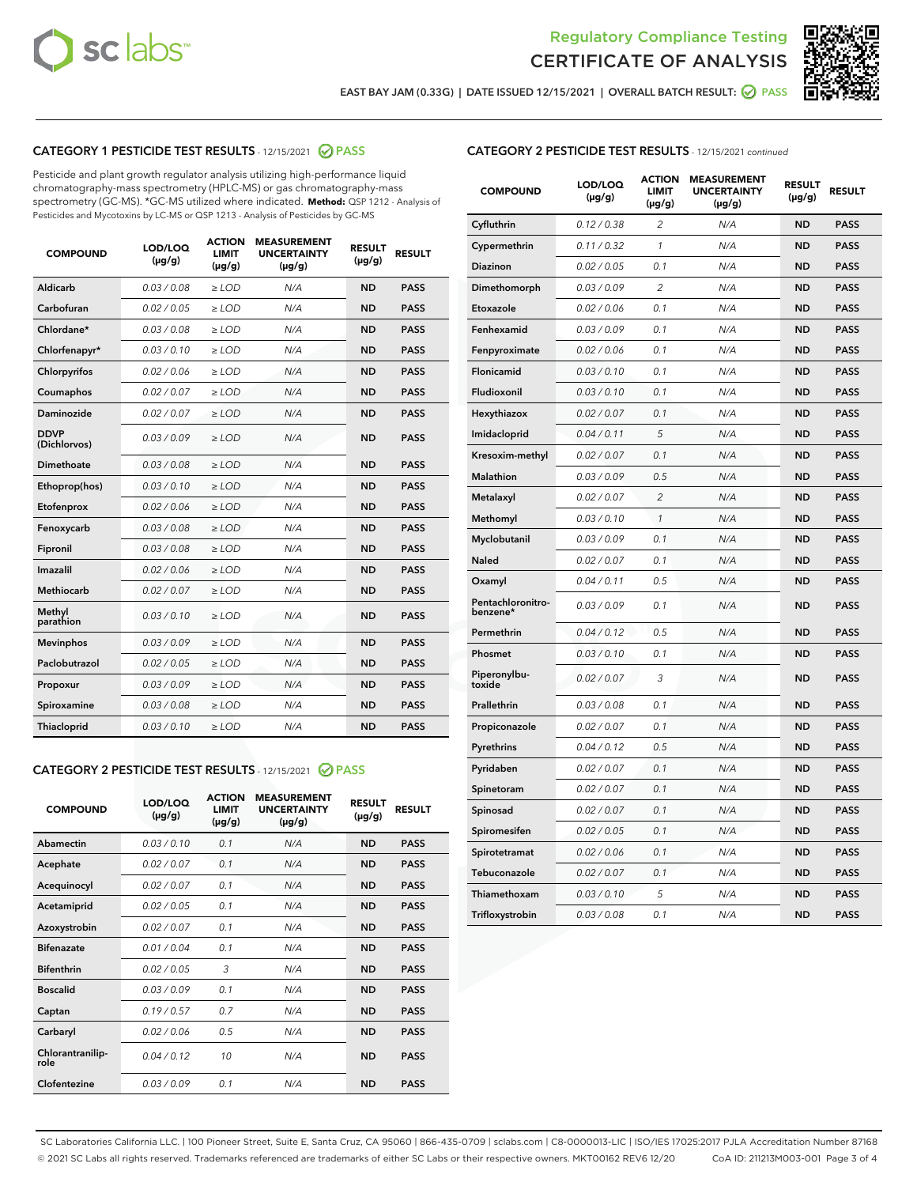Regulatory Compliance Testing
# CERTIFICATE OF ANALYSIS

EAST BAY JAM (0.33G) | DATE ISSUED 12/15/2021 | OVERALL BATCH RESULT: PASS

## CATEGORY 1 PESTICIDE TEST RESULTS - 12/15/2021 PASS

Pesticide and plant growth regulator analysis utilizing high-performance liquid chromatography-mass spectrometry (HPLC-MS) or gas chromatography-mass spectrometry (GC-MS). *GC-MS utilized where indicated. **Method:** QSP 1212 - Analysis of Pesticides and Mycotoxins by LC-MS or QSP 1213 - Analysis of Pesticides by GC-MS

| COMPOUND | LOD/LOQ (µg/g) | ACTION LIMIT (µg/g) | MEASUREMENT UNCERTAINTY (µg/g) | RESULT (µg/g) | RESULT |
|---|---|---|---|---|---|
| Aldicarb | 0.03 / 0.08 | ≥ LOD | N/A | ND | PASS |
| Carbofuran | 0.02 / 0.05 | ≥ LOD | N/A | ND | PASS |
| Chlordane* | 0.03 / 0.08 | ≥ LOD | N/A | ND | PASS |
| Chlorfenapyr* | 0.03 / 0.10 | ≥ LOD | N/A | ND | PASS |
| Chlorpyrifos | 0.02 / 0.06 | ≥ LOD | N/A | ND | PASS |
| Coumaphos | 0.02 / 0.07 | ≥ LOD | N/A | ND | PASS |
| Daminozide | 0.02 / 0.07 | ≥ LOD | N/A | ND | PASS |
| DDVP (Dichlorvos) | 0.03 / 0.09 | ≥ LOD | N/A | ND | PASS |
| Dimethoate | 0.03 / 0.08 | ≥ LOD | N/A | ND | PASS |
| Ethoprop(hos) | 0.03 / 0.10 | ≥ LOD | N/A | ND | PASS |
| Etofenprox | 0.02 / 0.06 | ≥ LOD | N/A | ND | PASS |
| Fenoxycarb | 0.03 / 0.08 | ≥ LOD | N/A | ND | PASS |
| Fipronil | 0.03 / 0.08 | ≥ LOD | N/A | ND | PASS |
| Imazalil | 0.02 / 0.06 | ≥ LOD | N/A | ND | PASS |
| Methiocarb | 0.02 / 0.07 | ≥ LOD | N/A | ND | PASS |
| Methyl parathion | 0.03 / 0.10 | ≥ LOD | N/A | ND | PASS |
| Mevinphos | 0.03 / 0.09 | ≥ LOD | N/A | ND | PASS |
| Paclobutrazol | 0.02 / 0.05 | ≥ LOD | N/A | ND | PASS |
| Propoxur | 0.03 / 0.09 | ≥ LOD | N/A | ND | PASS |
| Spiroxamine | 0.03 / 0.08 | ≥ LOD | N/A | ND | PASS |
| Thiacloprid | 0.03 / 0.10 | ≥ LOD | N/A | ND | PASS |

## CATEGORY 2 PESTICIDE TEST RESULTS - 12/15/2021 PASS

| COMPOUND | LOD/LOQ (µg/g) | ACTION LIMIT (µg/g) | MEASUREMENT UNCERTAINTY (µg/g) | RESULT (µg/g) | RESULT |
|---|---|---|---|---|---|
| Abamectin | 0.03 / 0.10 | 0.1 | N/A | ND | PASS |
| Acephate | 0.02 / 0.07 | 0.1 | N/A | ND | PASS |
| Acequinocyl | 0.02 / 0.07 | 0.1 | N/A | ND | PASS |
| Acetamiprid | 0.02 / 0.05 | 0.1 | N/A | ND | PASS |
| Azoxystrobin | 0.02 / 0.07 | 0.1 | N/A | ND | PASS |
| Bifenazate | 0.01 / 0.04 | 0.1 | N/A | ND | PASS |
| Bifenthrin | 0.02 / 0.05 | 3 | N/A | ND | PASS |
| Boscalid | 0.03 / 0.09 | 0.1 | N/A | ND | PASS |
| Captan | 0.19 / 0.57 | 0.7 | N/A | ND | PASS |
| Carbaryl | 0.02 / 0.06 | 0.5 | N/A | ND | PASS |
| Chlorantraniliprole | 0.04 / 0.12 | 10 | N/A | ND | PASS |
| Clofentezine | 0.03 / 0.09 | 0.1 | N/A | ND | PASS |
| Cyfluthrin | 0.12 / 0.38 | 2 | N/A | ND | PASS |
| Cypermethrin | 0.11 / 0.32 | 1 | N/A | ND | PASS |
| Diazinon | 0.02 / 0.05 | 0.1 | N/A | ND | PASS |
| Dimethomorph | 0.03 / 0.09 | 2 | N/A | ND | PASS |
| Etoxazole | 0.02 / 0.06 | 0.1 | N/A | ND | PASS |
| Fenhexamid | 0.03 / 0.09 | 0.1 | N/A | ND | PASS |
| Fenpyroximate | 0.02 / 0.06 | 0.1 | N/A | ND | PASS |
| Flonicamid | 0.03 / 0.10 | 0.1 | N/A | ND | PASS |
| Fludioxonil | 0.03 / 0.10 | 0.1 | N/A | ND | PASS |
| Hexythiazox | 0.02 / 0.07 | 0.1 | N/A | ND | PASS |
| Imidacloprid | 0.04 / 0.11 | 5 | N/A | ND | PASS |
| Kresoxim-methyl | 0.02 / 0.07 | 0.1 | N/A | ND | PASS |
| Malathion | 0.03 / 0.09 | 0.5 | N/A | ND | PASS |
| Metalaxyl | 0.02 / 0.07 | 2 | N/A | ND | PASS |
| Methomyl | 0.03 / 0.10 | 1 | N/A | ND | PASS |
| Myclobutanil | 0.03 / 0.09 | 0.1 | N/A | ND | PASS |
| Naled | 0.02 / 0.07 | 0.1 | N/A | ND | PASS |
| Oxamyl | 0.04 / 0.11 | 0.5 | N/A | ND | PASS |
| Pentachloronitrobenzene* | 0.03 / 0.09 | 0.1 | N/A | ND | PASS |
| Permethrin | 0.04 / 0.12 | 0.5 | N/A | ND | PASS |
| Phosmet | 0.03 / 0.10 | 0.1 | N/A | ND | PASS |
| Piperonylbutoxide | 0.02 / 0.07 | 3 | N/A | ND | PASS |
| Prallethrin | 0.03 / 0.08 | 0.1 | N/A | ND | PASS |
| Propiconazole | 0.02 / 0.07 | 0.1 | N/A | ND | PASS |
| Pyrethrins | 0.04 / 0.12 | 0.5 | N/A | ND | PASS |
| Pyridaben | 0.02 / 0.07 | 0.1 | N/A | ND | PASS |
| Spinetoram | 0.02 / 0.07 | 0.1 | N/A | ND | PASS |
| Spinosad | 0.02 / 0.07 | 0.1 | N/A | ND | PASS |
| Spiromesifen | 0.02 / 0.05 | 0.1 | N/A | ND | PASS |
| Spirotetramat | 0.02 / 0.06 | 0.1 | N/A | ND | PASS |
| Tebuconazole | 0.02 / 0.07 | 0.1 | N/A | ND | PASS |
| Thiamethoxam | 0.03 / 0.10 | 5 | N/A | ND | PASS |
| Trifloxystrobin | 0.03 / 0.08 | 0.1 | N/A | ND | PASS |

SC Laboratories California LLC. | 100 Pioneer Street, Suite E, Santa Cruz, CA 95060 | 866-435-0709 | sclabs.com | C8-0000013-LIC | ISO/IES 17025:2017 PJLA Accreditation Number 87168
© 2021 SC Labs all rights reserved. Trademarks referenced are trademarks of either SC Labs or their respective owners. MKT00162 REV6 12/20 CoA ID: 211213M003-001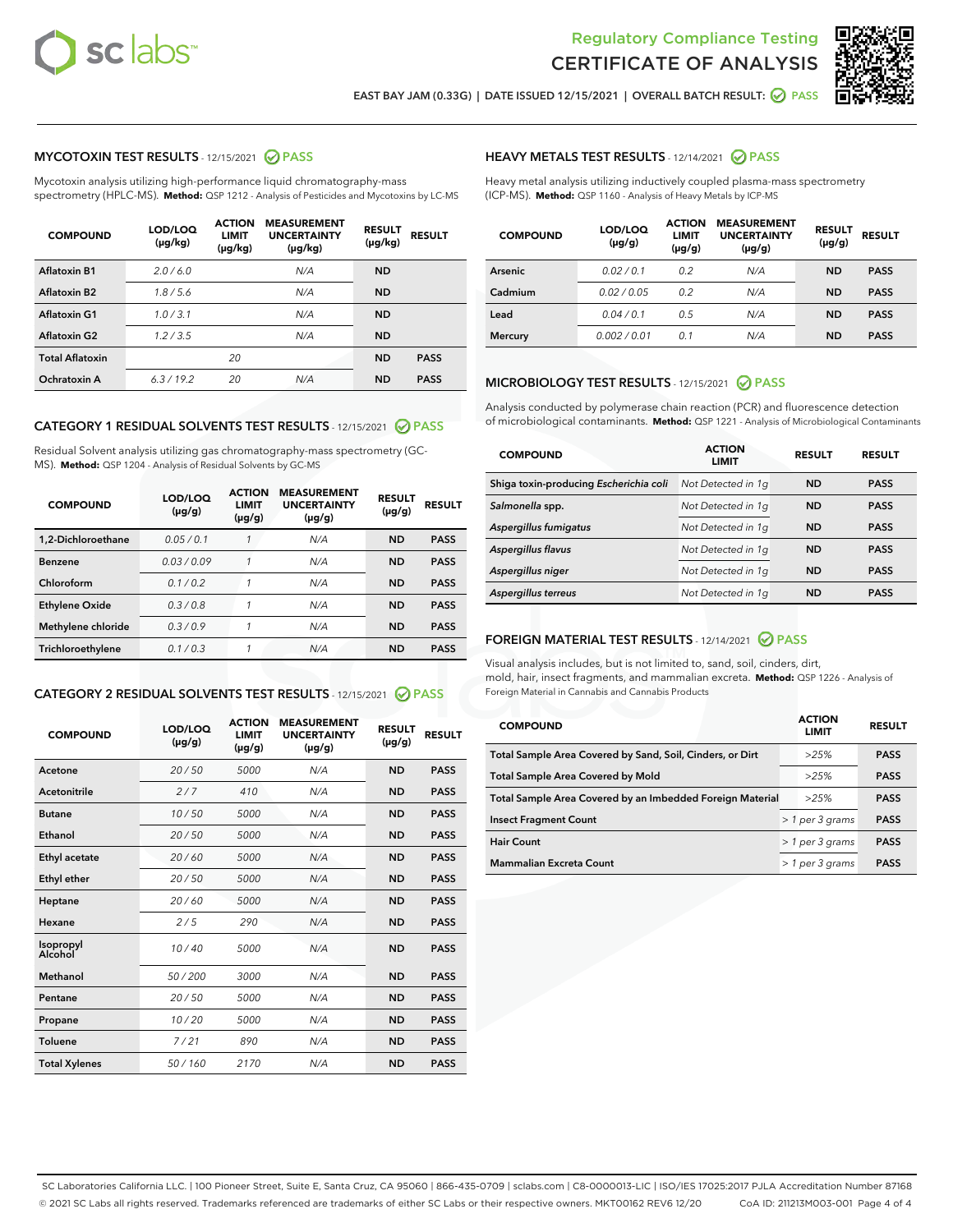Regulatory Compliance Testing
# CERTIFICATE OF ANALYSIS

EAST BAY JAM (0.33G) | DATE ISSUED 12/15/2021 | OVERALL BATCH RESULT: PASS

## MYCOTOXIN TEST RESULTS - 12/15/2021 PASS

Mycotoxin analysis utilizing high-performance liquid chromatography-mass spectrometry (HPLC-MS). **Method:** QSP 1212 - Analysis of Pesticides and Mycotoxins by LC-MS

| COMPOUND | LOD/LOQ (µg/kg) | ACTION LIMIT (µg/kg) | MEASUREMENT UNCERTAINTY (µg/kg) | RESULT (µg/kg) | RESULT |
|---|---|---|---|---|---|
| Aflatoxin B1 | 2.0 / 6.0 | | N/A | ND | |
| Aflatoxin B2 | 1.8 / 5.6 | | N/A | ND | |
| Aflatoxin G1 | 1.0 / 3.1 | | N/A | ND | |
| Aflatoxin G2 | 1.2 / 3.5 | | N/A | ND | |
| Total Aflatoxin | | 20 | | ND | PASS |
| Ochratoxin A | 6.3 / 19.2 | 20 | N/A | ND | PASS |

## CATEGORY 1 RESIDUAL SOLVENTS TEST RESULTS - 12/15/2021 PASS

Residual Solvent analysis utilizing gas chromatography-mass spectrometry (GC-MS). **Method:** QSP 1204 - Analysis of Residual Solvents by GC-MS

| COMPOUND | LOD/LOQ (µg/g) | ACTION LIMIT (µg/g) | MEASUREMENT UNCERTAINTY (µg/g) | RESULT (µg/g) | RESULT |
|---|---|---|---|---|---|
| 1,2-Dichloroethane | 0.05 / 0.1 | 1 | N/A | ND | PASS |
| Benzene | 0.03 / 0.09 | 1 | N/A | ND | PASS |
| Chloroform | 0.1 / 0.2 | 1 | N/A | ND | PASS |
| Ethylene Oxide | 0.3 / 0.8 | 1 | N/A | ND | PASS |
| Methylene chloride | 0.3 / 0.9 | 1 | N/A | ND | PASS |
| Trichloroethylene | 0.1 / 0.3 | 1 | N/A | ND | PASS |

## CATEGORY 2 RESIDUAL SOLVENTS TEST RESULTS - 12/15/2021 PASS

| COMPOUND | LOD/LOQ (µg/g) | ACTION LIMIT (µg/g) | MEASUREMENT UNCERTAINTY (µg/g) | RESULT (µg/g) | RESULT |
|---|---|---|---|---|---|
| Acetone | 20 / 50 | 5000 | N/A | ND | PASS |
| Acetonitrile | 2 / 7 | 410 | N/A | ND | PASS |
| Butane | 10 / 50 | 5000 | N/A | ND | PASS |
| Ethanol | 20 / 50 | 5000 | N/A | ND | PASS |
| Ethyl acetate | 20 / 60 | 5000 | N/A | ND | PASS |
| Ethyl ether | 20 / 50 | 5000 | N/A | ND | PASS |
| Heptane | 20 / 60 | 5000 | N/A | ND | PASS |
| Hexane | 2 / 5 | 290 | N/A | ND | PASS |
| Isopropyl Alcohol | 10 / 40 | 5000 | N/A | ND | PASS |
| Methanol | 50 / 200 | 3000 | N/A | ND | PASS |
| Pentane | 20 / 50 | 5000 | N/A | ND | PASS |
| Propane | 10 / 20 | 5000 | N/A | ND | PASS |
| Toluene | 7 / 21 | 890 | N/A | ND | PASS |
| Total Xylenes | 50 / 160 | 2170 | N/A | ND | PASS |

## HEAVY METALS TEST RESULTS - 12/14/2021 PASS

Heavy metal analysis utilizing inductively coupled plasma-mass spectrometry (ICP-MS). **Method:** QSP 1160 - Analysis of Heavy Metals by ICP-MS

| COMPOUND | LOD/LOQ (µg/g) | ACTION LIMIT (µg/g) | MEASUREMENT UNCERTAINTY (µg/g) | RESULT (µg/g) | RESULT |
|---|---|---|---|---|---|
| Arsenic | 0.02 / 0.1 | 0.2 | N/A | ND | PASS |
| Cadmium | 0.02 / 0.05 | 0.2 | N/A | ND | PASS |
| Lead | 0.04 / 0.1 | 0.5 | N/A | ND | PASS |
| Mercury | 0.002 / 0.01 | 0.1 | N/A | ND | PASS |

## MICROBIOLOGY TEST RESULTS - 12/15/2021 PASS

Analysis conducted by polymerase chain reaction (PCR) and fluorescence detection of microbiological contaminants. **Method:** QSP 1221 - Analysis of Microbiological Contaminants

| COMPOUND | ACTION LIMIT | RESULT | RESULT |
|---|---|---|---|
| Shiga toxin-producing *Escherichia coli* | Not Detected in 1g | ND | PASS |
| *Salmonella* spp. | Not Detected in 1g | ND | PASS |
| *Aspergillus fumigatus* | Not Detected in 1g | ND | PASS |
| *Aspergillus flavus* | Not Detected in 1g | ND | PASS |
| *Aspergillus niger* | Not Detected in 1g | ND | PASS |
| *Aspergillus terreus* | Not Detected in 1g | ND | PASS |

## FOREIGN MATERIAL TEST RESULTS - 12/14/2021 PASS

Visual analysis includes, but is not limited to, sand, soil, cinders, dirt, mold, hair, insect fragments, and mammalian excreta. **Method:** QSP 1226 - Analysis of Foreign Material in Cannabis and Cannabis Products

| COMPOUND | ACTION LIMIT | RESULT |
|---|---|---|
| Total Sample Area Covered by Sand, Soil, Cinders, or Dirt | >25% | PASS |
| Total Sample Area Covered by Mold | >25% | PASS |
| Total Sample Area Covered by an Imbedded Foreign Material | >25% | PASS |
| Insect Fragment Count | > 1 per 3 grams | PASS |
| Hair Count | > 1 per 3 grams | PASS |
| Mammalian Excreta Count | > 1 per 3 grams | PASS |

SC Laboratories California LLC. | 100 Pioneer Street, Suite E, Santa Cruz, CA 95060 | 866-435-0709 | sclabs.com | C8-0000013-LIC | ISO/IES 17025:2017 PJLA Accreditation Number 87168
© 2021 SC Labs all rights reserved. Trademarks referenced are trademarks of either SC Labs or their respective owners. MKT00162 REV6 12/20 CoA ID: 211213M003-001